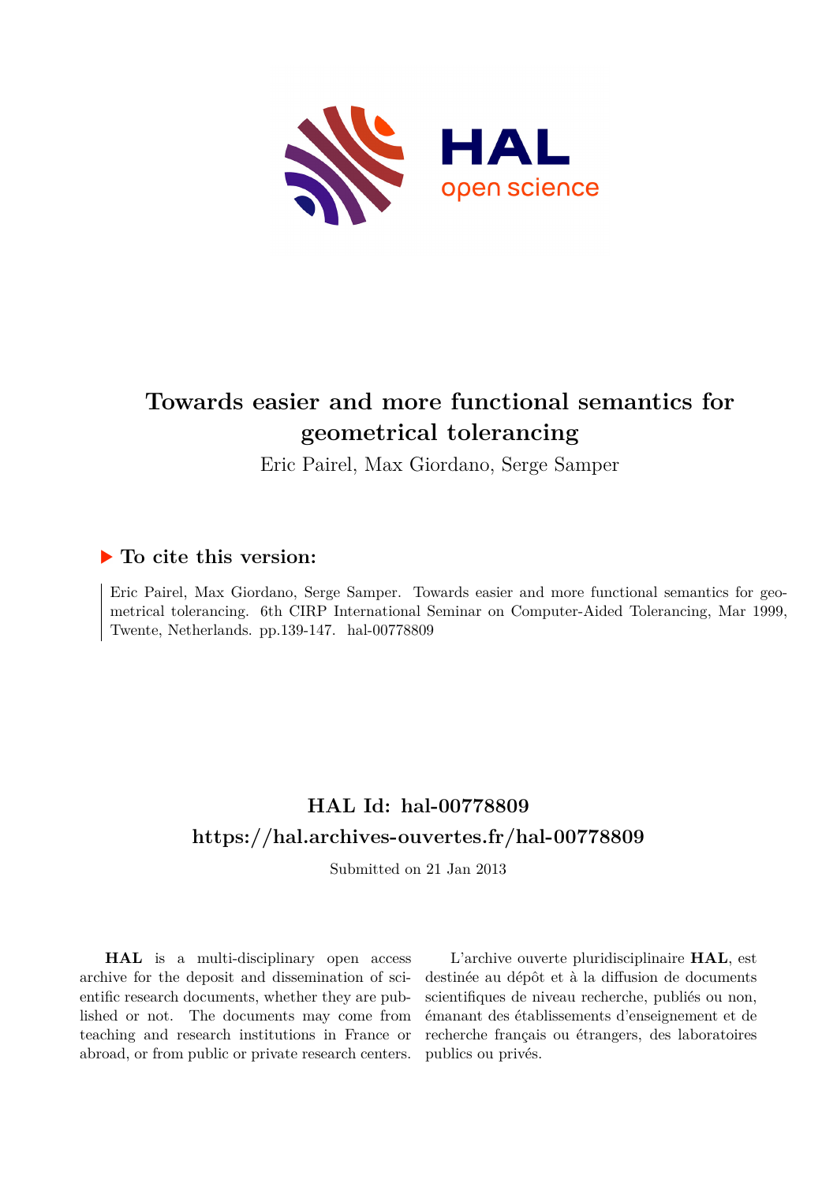# Towards easier and more functional semantics for geometrical tolerancing

Eric Pairel, Max Giordano, Serge Samper

## ▶ To cite this version:

Eric Pairel, Max Giordano, Serge Samper. Towards easier and more functional semantics for geometrical tolerancing. 6th CIRP International Seminar on Computer-Aided Tolerancing, Mar 1999, Twente, Netherlands. pp.139-147. hal-00778809

## HAL Id: hal-00778809

## https://hal.archives-ouvertes.fr/hal-00778809

Submitted on 21 Jan 2013

**HAL** is a multi-disciplinary open access archive for the deposit and dissemination of scientific research documents, whether they are published or not. The documents may come from teaching and research institutions in France or abroad, or from public or private research centers.

L'archive ouverte pluridisciplinaire **HAL**, est destinée au dépôt et à la diffusion de documents scientifiques de niveau recherche, publiés ou non, émanant des établissements d'enseignement et de recherche français ou étrangers, des laboratoires publics ou privés.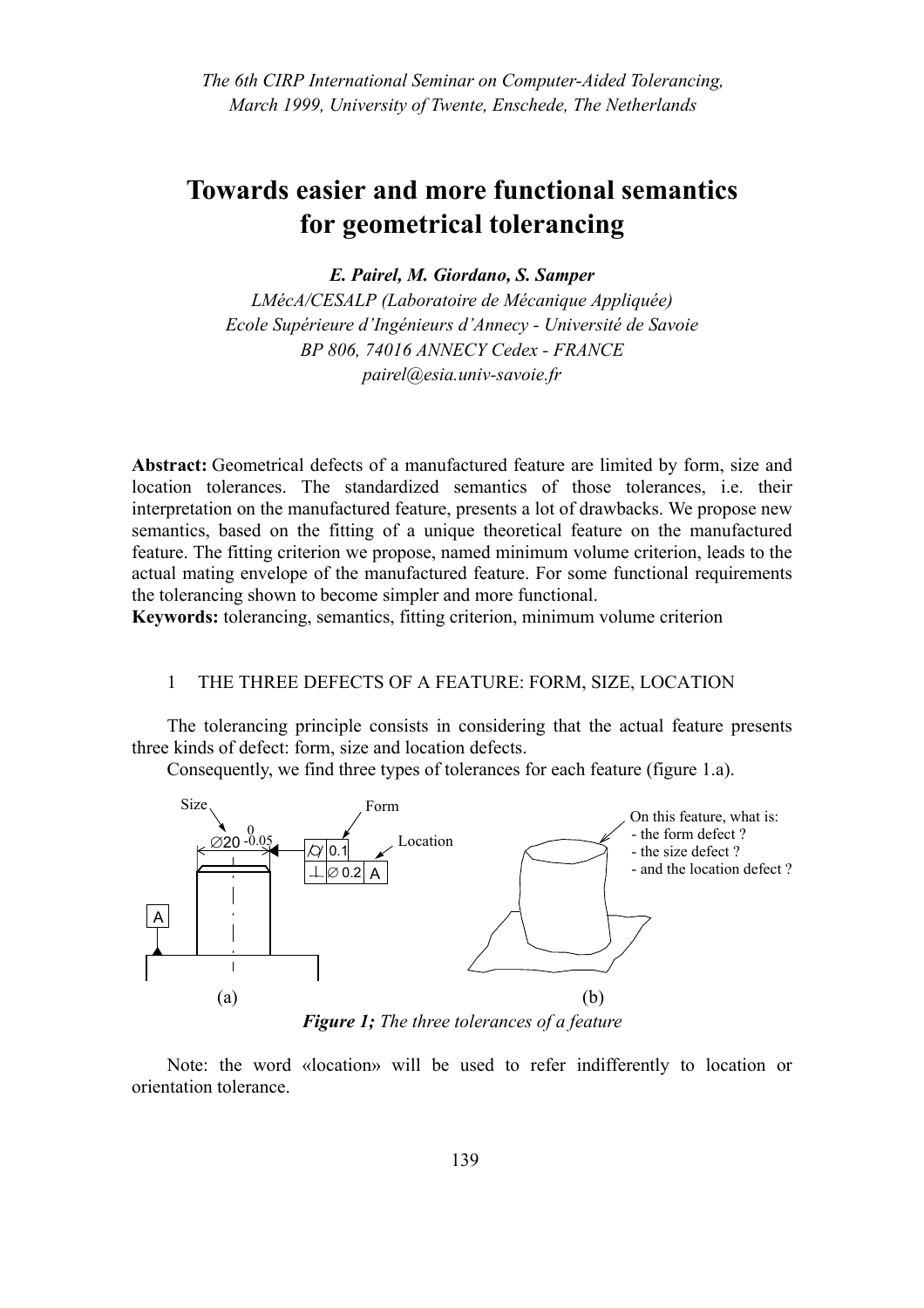# Towards easier and more functional semantics for geometrical tolerancing

***E. Pairel, M. Giordano, S. Samper***

*LMécA/CESALP (Laboratoire de Mécanique Appliquée)*
*Ecole Supérieure d'Ingénieurs d'Annecy - Université de Savoie*
*BP 806, 74016 ANNECY Cedex - FRANCE*
*pairel@esia.univ-savoie.fr*

**Abstract:** Geometrical defects of a manufactured feature are limited by form, size and location tolerances. The standardized semantics of those tolerances, i.e. their interpretation on the manufactured feature, presents a lot of drawbacks. We propose new semantics, based on the fitting of a unique theoretical feature on the manufactured feature. The fitting criterion we propose, named minimum volume criterion, leads to the actual mating envelope of the manufactured feature. For some functional requirements the tolerancing shown to become simpler and more functional.

**Keywords:** tolerancing, semantics, fitting criterion, minimum volume criterion

## 1 THE THREE DEFECTS OF A FEATURE: FORM, SIZE, LOCATION

The tolerancing principle consists in considering that the actual feature presents three kinds of defect: form, size and location defects.

Consequently, we find three types of tolerances for each feature (figure 1.a).

Size | Form | Location | ∅20 $^{0}_{-0.05}$ | ⌭ 0.1 | ⊥ ∅ 0.2 A | A

On this feature, what is:
- the form defect ?
- the size defect ?
- and the location defect ?

(a) (b)

***Figure 1;*** *The three tolerances of a feature*

Note: the word «location» will be used to refer indifferently to location or orientation tolerance.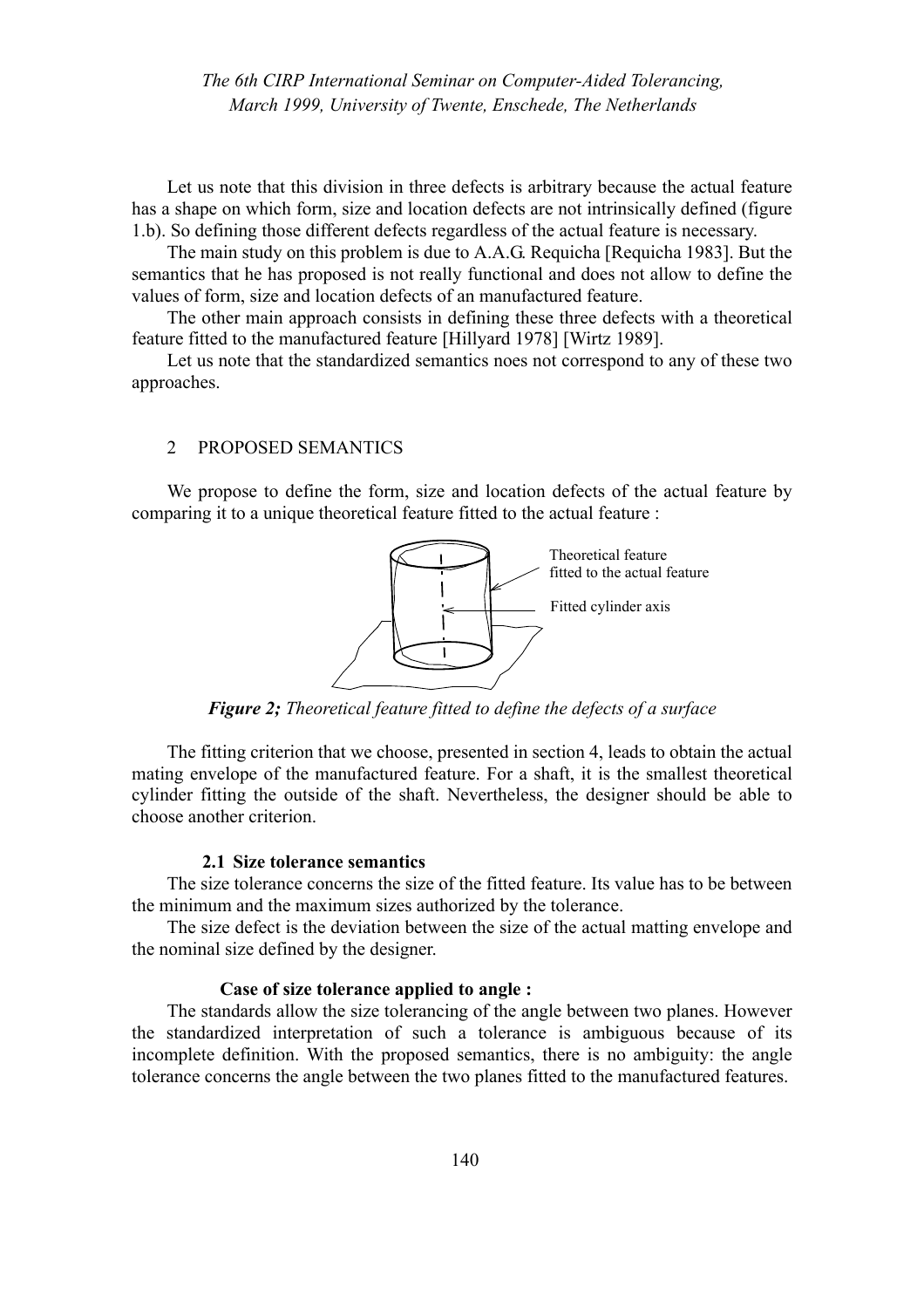Let us note that this division in three defects is arbitrary because the actual feature has a shape on which form, size and location defects are not intrinsically defined (figure 1.b). So defining those different defects regardless of the actual feature is necessary.

The main study on this problem is due to A.A.G. Requicha [Requicha 1983]. But the semantics that he has proposed is not really functional and does not allow to define the values of form, size and location defects of an manufactured feature.

The other main approach consists in defining these three defects with a theoretical feature fitted to the manufactured feature [Hillyard 1978] [Wirtz 1989].

Let us note that the standardized semantics noes not correspond to any of these two approaches.

## 2 PROPOSED SEMANTICS

We propose to define the form, size and location defects of the actual feature by comparing it to a unique theoretical feature fitted to the actual feature :

Theoretical feature fitted to the actual feature

Fitted cylinder axis

***Figure 2;*** *Theoretical feature fitted to define the defects of a surface*

The fitting criterion that we choose, presented in section 4, leads to obtain the actual mating envelope of the manufactured feature. For a shaft, it is the smallest theoretical cylinder fitting the outside of the shaft. Nevertheless, the designer should be able to choose another criterion.

### 2.1 Size tolerance semantics

The size tolerance concerns the size of the fitted feature. Its value has to be between the minimum and the maximum sizes authorized by the tolerance.

The size defect is the deviation between the size of the actual matting envelope and the nominal size defined by the designer.

**Case of size tolerance applied to angle :**

The standards allow the size tolerancing of the angle between two planes. However the standardized interpretation of such a tolerance is ambiguous because of its incomplete definition. With the proposed semantics, there is no ambiguity: the angle tolerance concerns the angle between the two planes fitted to the manufactured features.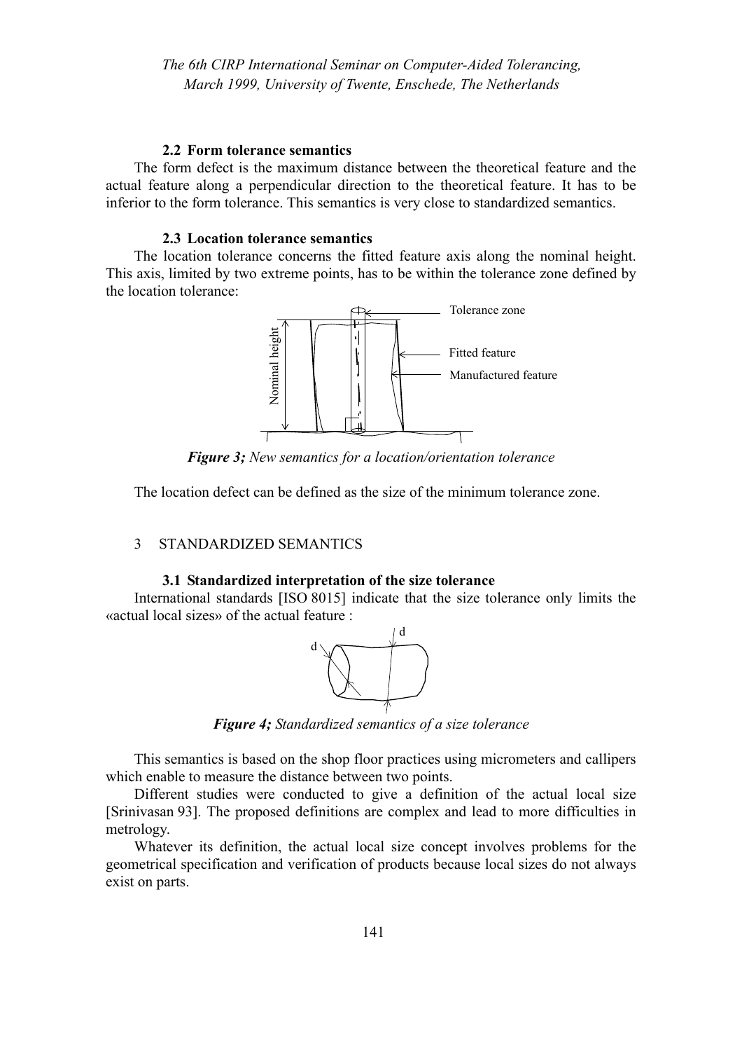### 2.2 Form tolerance semantics

The form defect is the maximum distance between the theoretical feature and the actual feature along a perpendicular direction to the theoretical feature. It has to be inferior to the form tolerance. This semantics is very close to standardized semantics.

### 2.3 Location tolerance semantics

The location tolerance concerns the fitted feature axis along the nominal height. This axis, limited by two extreme points, has to be within the tolerance zone defined by the location tolerance:

***Figure 3;*** *New semantics for a location/orientation tolerance*

The location defect can be defined as the size of the minimum tolerance zone.

## 3 STANDARDIZED SEMANTICS

### 3.1 Standardized interpretation of the size tolerance

International standards [ISO 8015] indicate that the size tolerance only limits the «actual local sizes» of the actual feature :

***Figure 4;*** *Standardized semantics of a size tolerance*

This semantics is based on the shop floor practices using micrometers and callipers which enable to measure the distance between two points.

Different studies were conducted to give a definition of the actual local size [Srinivasan 93]. The proposed definitions are complex and lead to more difficulties in metrology.

Whatever its definition, the actual local size concept involves problems for the geometrical specification and verification of products because local sizes do not always exist on parts.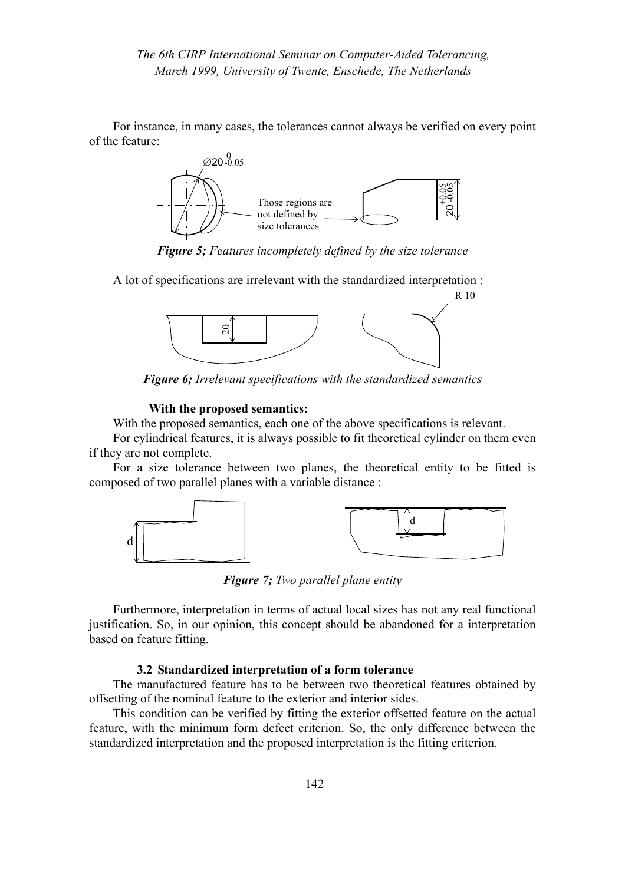For instance, in many cases, the tolerances cannot always be verified on every point of the feature:

*Figure 5; Features incompletely defined by the size tolerance*

A lot of specifications are irrelevant with the standardized interpretation :

*Figure 6; Irrelevant specifications with the standardized semantics*

**With the proposed semantics:**

With the proposed semantics, each one of the above specifications is relevant.

For cylindrical features, it is always possible to fit theoretical cylinder on them even if they are not complete.

For a size tolerance between two planes, the theoretical entity to be fitted is composed of two parallel planes with a variable distance :

*Figure 7; Two parallel plane entity*

Furthermore, interpretation in terms of actual local sizes has not any real functional justification. So, in our opinion, this concept should be abandoned for a interpretation based on feature fitting.

### 3.2 Standardized interpretation of a form tolerance

The manufactured feature has to be between two theoretical features obtained by offsetting of the nominal feature to the exterior and interior sides.

This condition can be verified by fitting the exterior offsetted feature on the actual feature, with the minimum form defect criterion. So, the only difference between the standardized interpretation and the proposed interpretation is the fitting criterion.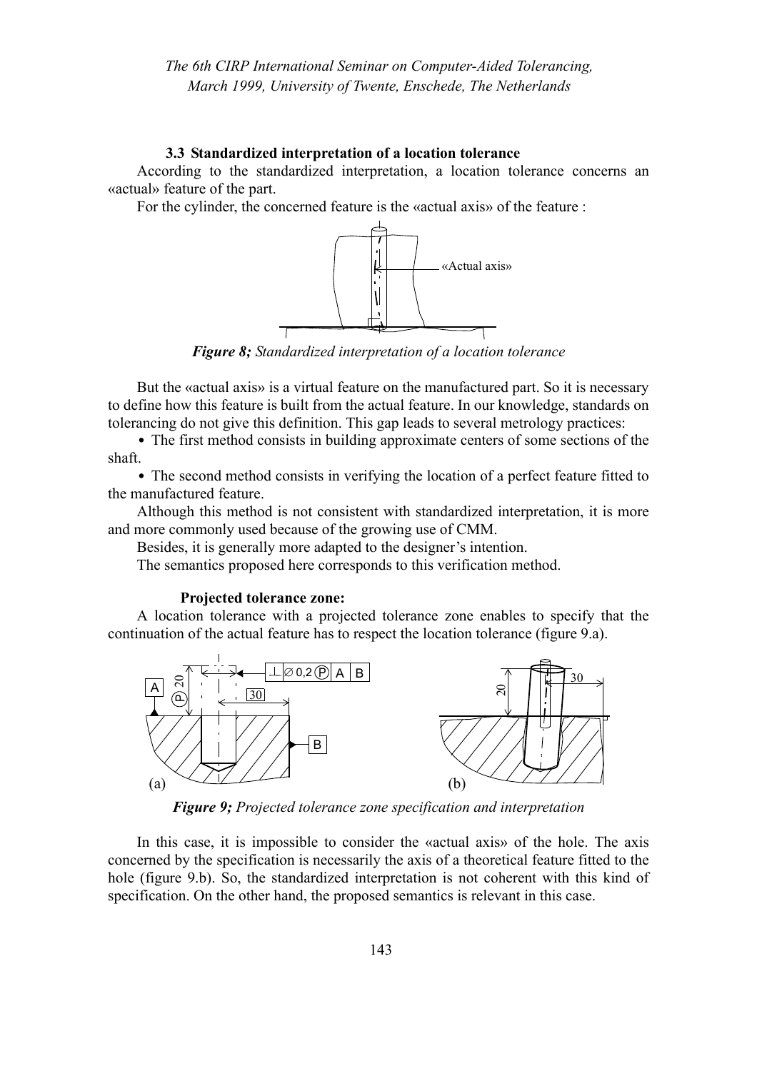### 3.3 Standardized interpretation of a location tolerance

According to the standardized interpretation, a location tolerance concerns an «actual» feature of the part.

For the cylinder, the concerned feature is the «actual axis» of the feature :

***Figure 8;*** *Standardized interpretation of a location tolerance*

But the «actual axis» is a virtual feature on the manufactured part. So it is necessary to define how this feature is built from the actual feature. In our knowledge, standards on tolerancing do not give this definition. This gap leads to several metrology practices:

- The first method consists in building approximate centers of some sections of the shaft.
- The second method consists in verifying the location of a perfect feature fitted to the manufactured feature.

Although this method is not consistent with standardized interpretation, it is more and more commonly used because of the growing use of CMM.

Besides, it is generally more adapted to the designer's intention.

The semantics proposed here corresponds to this verification method.

**Projected tolerance zone:**

A location tolerance with a projected tolerance zone enables to specify that the continuation of the actual feature has to respect the location tolerance (figure 9.a).

***Figure 9;*** *Projected tolerance zone specification and interpretation*

In this case, it is impossible to consider the «actual axis» of the hole. The axis concerned by the specification is necessarily the axis of a theoretical feature fitted to the hole (figure 9.b). So, the standardized interpretation is not coherent with this kind of specification. On the other hand, the proposed semantics is relevant in this case.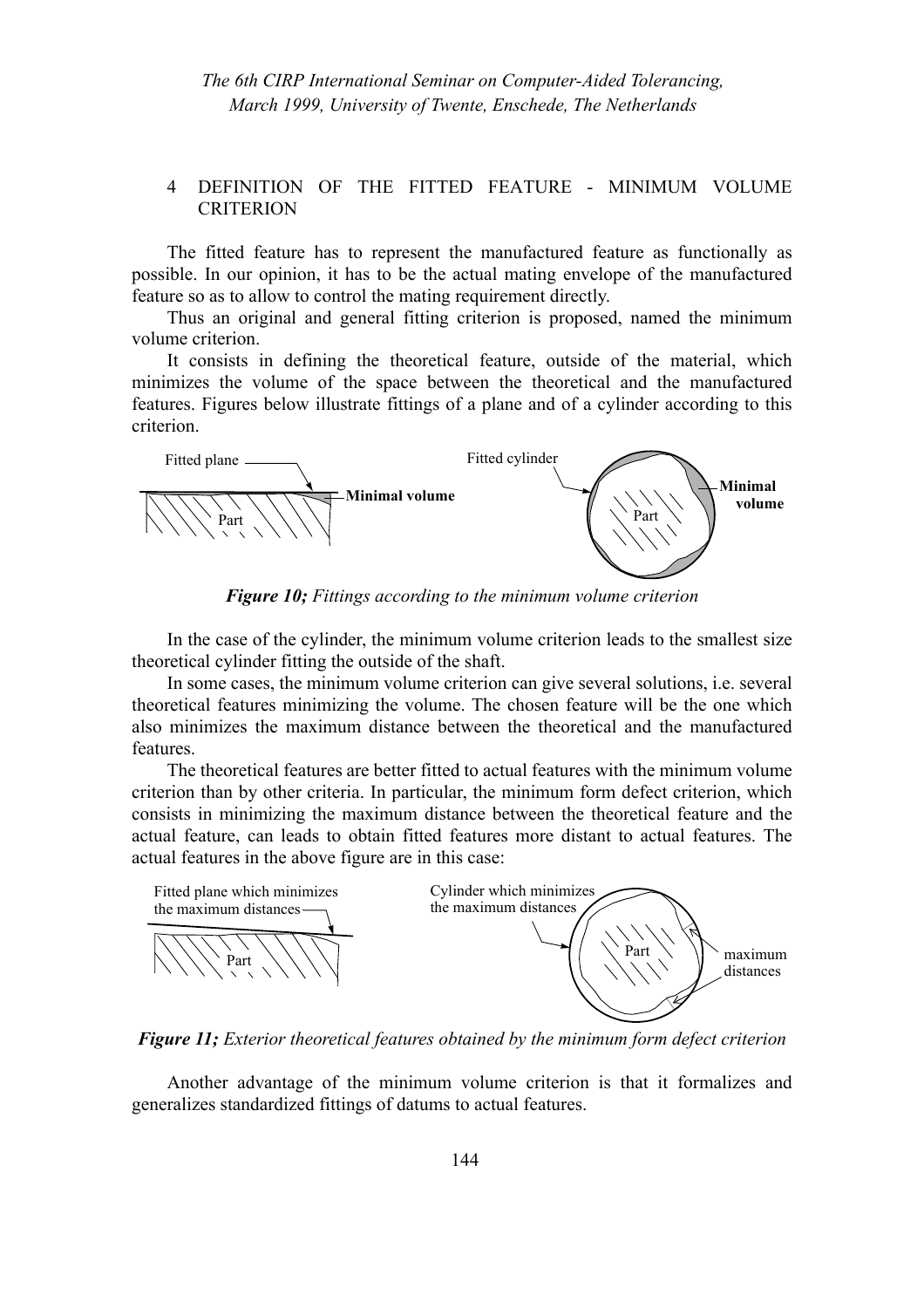## 4 DEFINITION OF THE FITTED FEATURE - MINIMUM VOLUME CRITERION

The fitted feature has to represent the manufactured feature as functionally as possible. In our opinion, it has to be the actual mating envelope of the manufactured feature so as to allow to control the mating requirement directly.

Thus an original and general fitting criterion is proposed, named the minimum volume criterion.

It consists in defining the theoretical feature, outside of the material, which minimizes the volume of the space between the theoretical and the manufactured features. Figures below illustrate fittings of a plane and of a cylinder according to this criterion.

***Figure 10;*** *Fittings according to the minimum volume criterion*

In the case of the cylinder, the minimum volume criterion leads to the smallest size theoretical cylinder fitting the outside of the shaft.

In some cases, the minimum volume criterion can give several solutions, i.e. several theoretical features minimizing the volume. The chosen feature will be the one which also minimizes the maximum distance between the theoretical and the manufactured features.

The theoretical features are better fitted to actual features with the minimum volume criterion than by other criteria. In particular, the minimum form defect criterion, which consists in minimizing the maximum distance between the theoretical feature and the actual feature, can leads to obtain fitted features more distant to actual features. The actual features in the above figure are in this case:

***Figure 11;*** *Exterior theoretical features obtained by the minimum form defect criterion*

Another advantage of the minimum volume criterion is that it formalizes and generalizes standardized fittings of datums to actual features.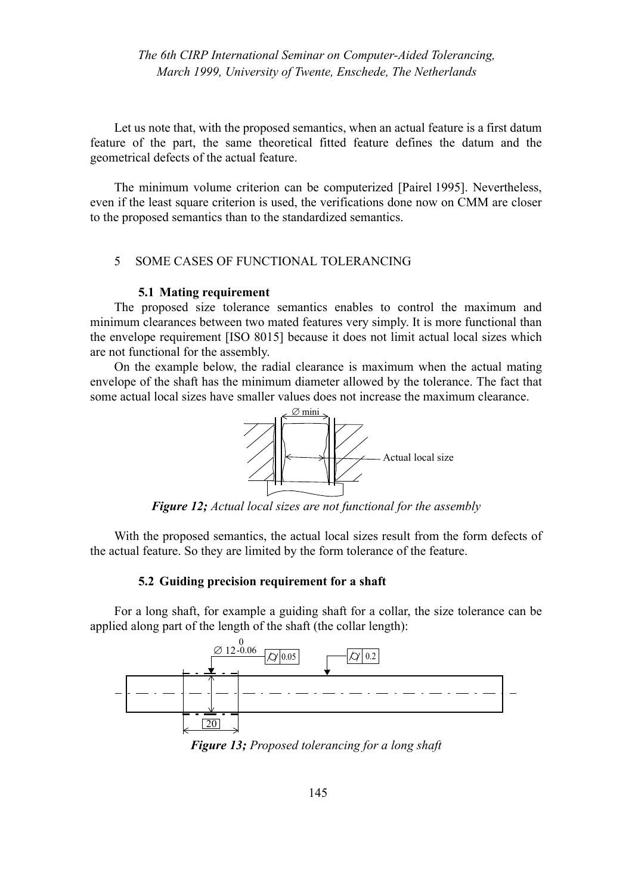Let us note that, with the proposed semantics, when an actual feature is a first datum feature of the part, the same theoretical fitted feature defines the datum and the geometrical defects of the actual feature.

The minimum volume criterion can be computerized [Pairel 1995]. Nevertheless, even if the least square criterion is used, the verifications done now on CMM are closer to the proposed semantics than to the standardized semantics.

## 5 SOME CASES OF FUNCTIONAL TOLERANCING

### 5.1 Mating requirement

The proposed size tolerance semantics enables to control the maximum and minimum clearances between two mated features very simply. It is more functional than the envelope requirement [ISO 8015] because it does not limit actual local sizes which are not functional for the assembly.

On the example below, the radial clearance is maximum when the actual mating envelope of the shaft has the minimum diameter allowed by the tolerance. The fact that some actual local sizes have smaller values does not increase the maximum clearance.

∅ mini

Actual local size

***Figure 12;*** *Actual local sizes are not functional for the assembly*

With the proposed semantics, the actual local sizes result from the form defects of the actual feature. So they are limited by the form tolerance of the feature.

### 5.2 Guiding precision requirement for a shaft

For a long shaft, for example a guiding shaft for a collar, the size tolerance can be applied along part of the length of the shaft (the collar length):

$\varnothing\, 12^{\,0}_{-0.06}$ | ⌭ | 0.05 |

| ⌭ | 0.2 |

20

***Figure 13;*** *Proposed tolerancing for a long shaft*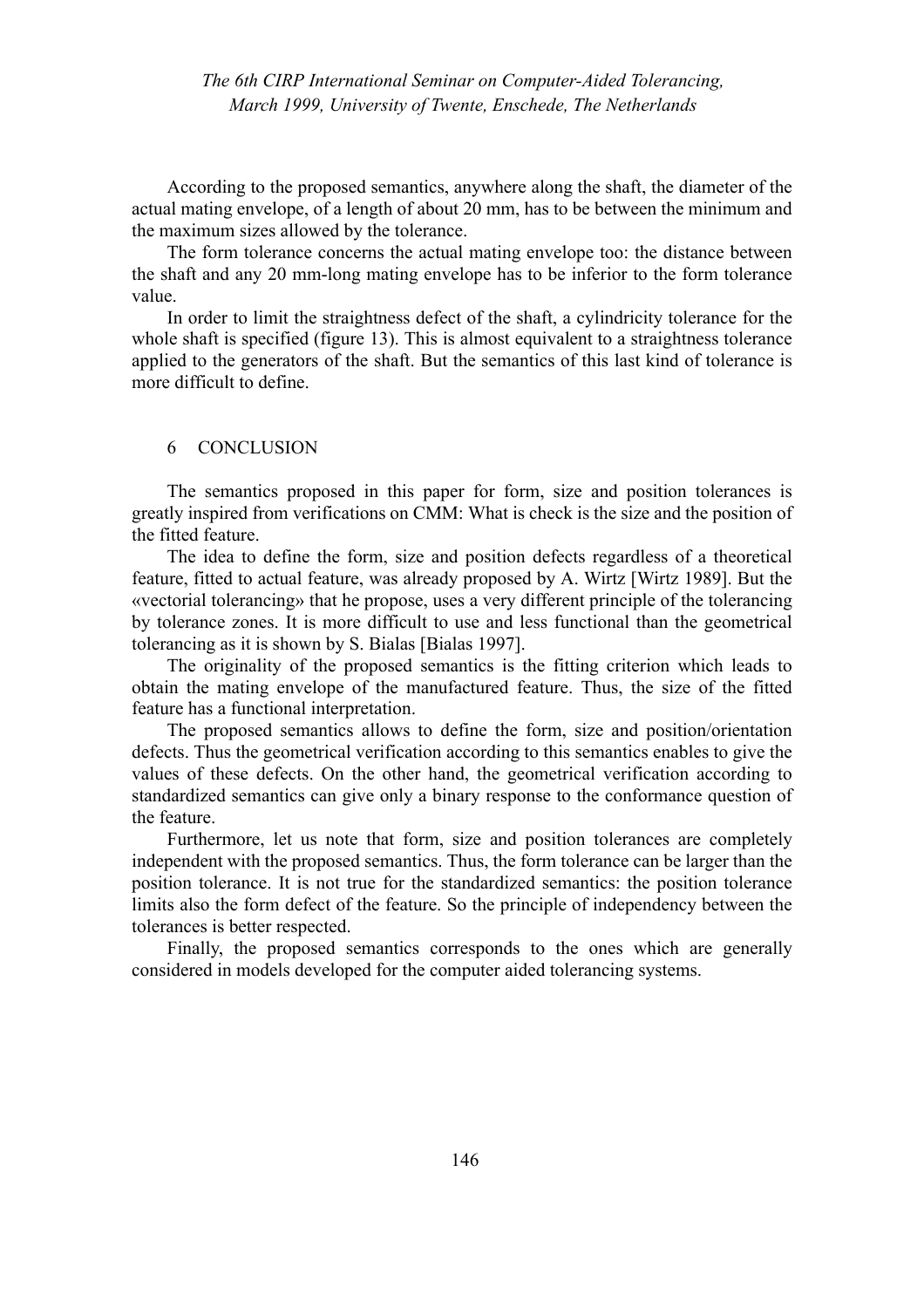According to the proposed semantics, anywhere along the shaft, the diameter of the actual mating envelope, of a length of about 20 mm, has to be between the minimum and the maximum sizes allowed by the tolerance.

The form tolerance concerns the actual mating envelope too: the distance between the shaft and any 20 mm-long mating envelope has to be inferior to the form tolerance value.

In order to limit the straightness defect of the shaft, a cylindricity tolerance for the whole shaft is specified (figure 13). This is almost equivalent to a straightness tolerance applied to the generators of the shaft. But the semantics of this last kind of tolerance is more difficult to define.

## 6 CONCLUSION

The semantics proposed in this paper for form, size and position tolerances is greatly inspired from verifications on CMM: What is check is the size and the position of the fitted feature.

The idea to define the form, size and position defects regardless of a theoretical feature, fitted to actual feature, was already proposed by A. Wirtz [Wirtz 1989]. But the «vectorial tolerancing» that he propose, uses a very different principle of the tolerancing by tolerance zones. It is more difficult to use and less functional than the geometrical tolerancing as it is shown by S. Bialas [Bialas 1997].

The originality of the proposed semantics is the fitting criterion which leads to obtain the mating envelope of the manufactured feature. Thus, the size of the fitted feature has a functional interpretation.

The proposed semantics allows to define the form, size and position/orientation defects. Thus the geometrical verification according to this semantics enables to give the values of these defects. On the other hand, the geometrical verification according to standardized semantics can give only a binary response to the conformance question of the feature.

Furthermore, let us note that form, size and position tolerances are completely independent with the proposed semantics. Thus, the form tolerance can be larger than the position tolerance. It is not true for the standardized semantics: the position tolerance limits also the form defect of the feature. So the principle of independency between the tolerances is better respected.

Finally, the proposed semantics corresponds to the ones which are generally considered in models developed for the computer aided tolerancing systems.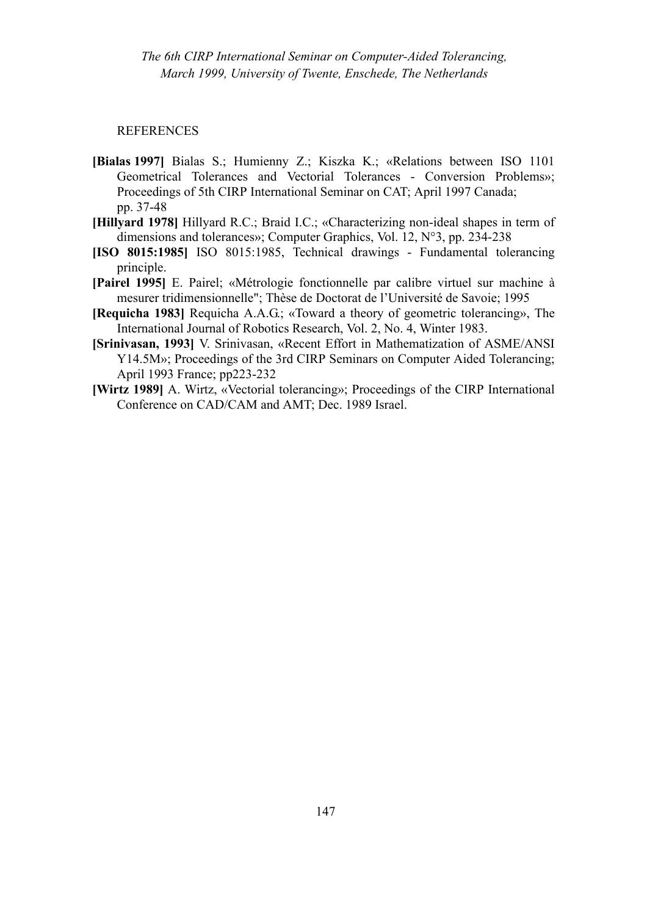REFERENCES

- **[Bialas 1997]** Bialas S.; Humienny Z.; Kiszka K.; «Relations between ISO 1101 Geometrical Tolerances and Vectorial Tolerances - Conversion Problems»; Proceedings of 5th CIRP International Seminar on CAT; April 1997 Canada; pp. 37-48
- **[Hillyard 1978]** Hillyard R.C.; Braid I.C.; «Characterizing non-ideal shapes in term of dimensions and tolerances»; Computer Graphics, Vol. 12, N°3, pp. 234-238
- **[ISO 8015:1985]** ISO 8015:1985, Technical drawings - Fundamental tolerancing principle.
- **[Pairel 1995]** E. Pairel; «Métrologie fonctionnelle par calibre virtuel sur machine à mesurer tridimensionnelle"; Thèse de Doctorat de l'Université de Savoie; 1995
- **[Requicha 1983]** Requicha A.A.G.; «Toward a theory of geometric tolerancing», The International Journal of Robotics Research, Vol. 2, No. 4, Winter 1983.
- **[Srinivasan, 1993]** V. Srinivasan, «Recent Effort in Mathematization of ASME/ANSI Y14.5M»; Proceedings of the 3rd CIRP Seminars on Computer Aided Tolerancing; April 1993 France; pp223-232
- **[Wirtz 1989]** A. Wirtz, «Vectorial tolerancing»; Proceedings of the CIRP International Conference on CAD/CAM and AMT; Dec. 1989 Israel.